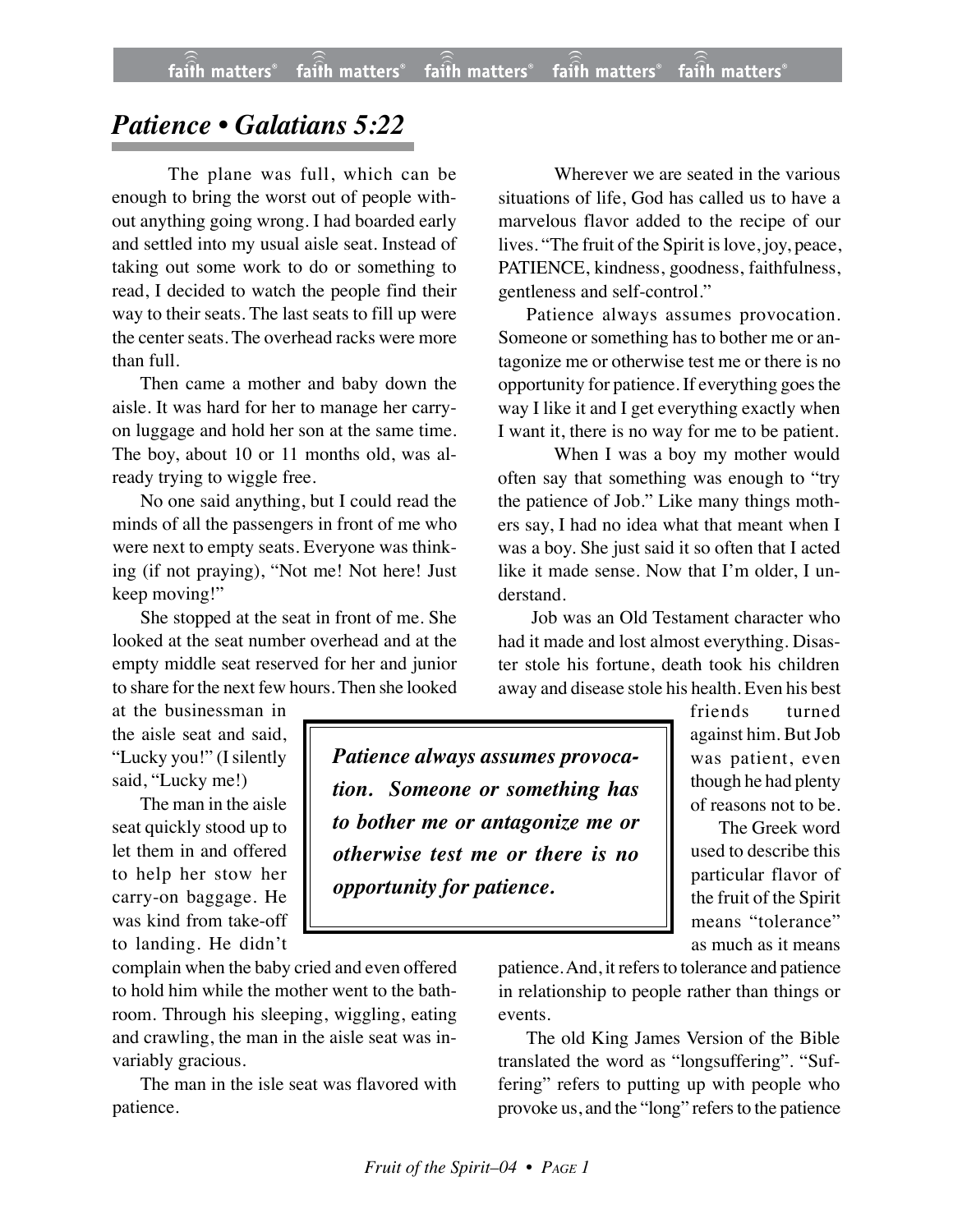# *Patience • Galatians 5:22*

The plane was full, which can be enough to bring the worst out of people without anything going wrong. I had boarded early and settled into my usual aisle seat. Instead of taking out some work to do or something to read, I decided to watch the people find their way to their seats. The last seats to fill up were the center seats. The overhead racks were more than full.

Then came a mother and baby down the aisle. It was hard for her to manage her carry-on luggage and hold her son at the same time. The boy, about 10 or 11 months old, was already trying to wiggle free.

No one said anything, but I could read the minds of all the passengers in front of me who were next to empty seats. Everyone was thinking (if not praying), "Not me! Not here! Just keep moving!"

She stopped at the seat in front of me. She looked at the seat number overhead and at the empty middle seat reserved for her and junior to share for the next few hours. Then she looked at the businessman in the aisle seat and said, "Lucky you!" (I silently said, "Lucky me!)

The man in the aisle seat quickly stood up to let them in and offered to help her stow her carry-on baggage. He was kind from take-off to landing. He didn't complain when the baby cried and even offered to hold him while the mother went to the bathroom. Through his sleeping, wiggling, eating and crawling, the man in the aisle seat was invariably gracious.

The man in the isle seat was flavored with patience.

Wherever we are seated in the various situations of life, God has called us to have a marvelous flavor added to the recipe of our lives. "The fruit of the Spirit is love, joy, peace, PATIENCE, kindness, goodness, faithfulness, gentleness and self-control."

Patience always assumes provocation. Someone or something has to bother me or antagonize me or otherwise test me or there is no opportunity for patience. If everything goes the way I like it and I get everything exactly when I want it, there is no way for me to be patient.

When I was a boy my mother would often say that something was enough to "try the patience of Job." Like many things mothers say, I had no idea what that meant when I was a boy. She just said it so often that I acted like it made sense. Now that I'm older, I understand.

Job was an Old Testament character who had it made and lost almost everything. Disaster stole his fortune, death took his children away and disease stole his health. Even his best friends turned against him. But Job was patient, even though he had plenty of reasons not to be.

> ***Patience always assumes provocation. Someone or something has to bother me or antagonize me or otherwise test me or there is no opportunity for patience.***

The Greek word used to describe this particular flavor of the fruit of the Spirit means "tolerance" as much as it means patience. And, it refers to tolerance and patience in relationship to people rather than things or events.

The old King James Version of the Bible translated the word as "longsuffering". "Suffering" refers to putting up with people who provoke us, and the "long" refers to the patience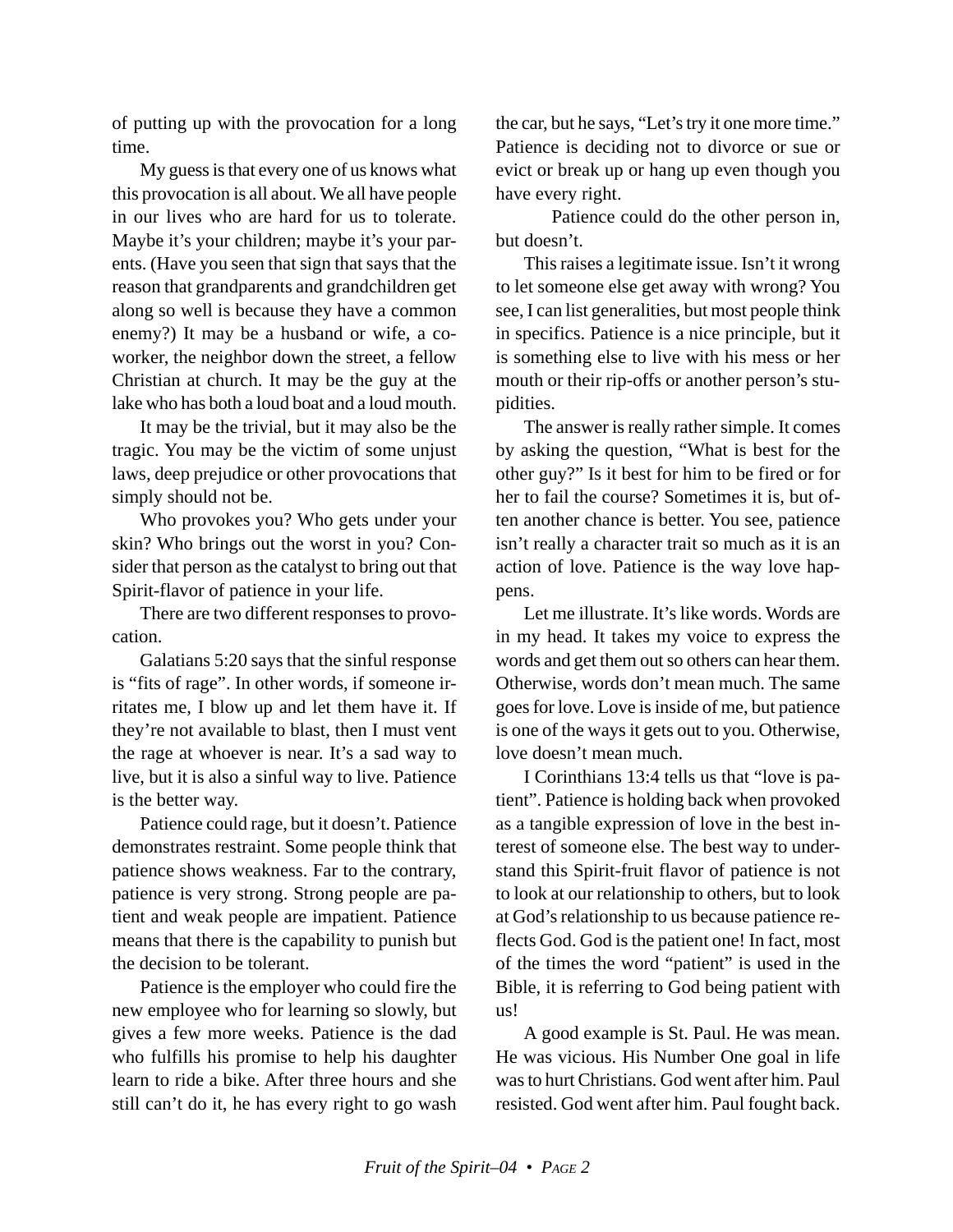of putting up with the provocation for a long time.

My guess is that every one of us knows what this provocation is all about. We all have people in our lives who are hard for us to tolerate. Maybe it's your children; maybe it's your parents. (Have you seen that sign that says that the reason that grandparents and grandchildren get along so well is because they have a common enemy?) It may be a husband or wife, a co-worker, the neighbor down the street, a fellow Christian at church. It may be the guy at the lake who has both a loud boat and a loud mouth.

It may be the trivial, but it may also be the tragic. You may be the victim of some unjust laws, deep prejudice or other provocations that simply should not be.

Who provokes you? Who gets under your skin? Who brings out the worst in you? Consider that person as the catalyst to bring out that Spirit-flavor of patience in your life.

There are two different responses to provocation.

Galatians 5:20 says that the sinful response is "fits of rage". In other words, if someone irritates me, I blow up and let them have it. If they're not available to blast, then I must vent the rage at whoever is near. It's a sad way to live, but it is also a sinful way to live. Patience is the better way.

Patience could rage, but it doesn't. Patience demonstrates restraint. Some people think that patience shows weakness. Far to the contrary, patience is very strong. Strong people are patient and weak people are impatient. Patience means that there is the capability to punish but the decision to be tolerant.

Patience is the employer who could fire the new employee who for learning so slowly, but gives a few more weeks. Patience is the dad who fulfills his promise to help his daughter learn to ride a bike. After three hours and she still can't do it, he has every right to go wash the car, but he says, "Let's try it one more time." Patience is deciding not to divorce or sue or evict or break up or hang up even though you have every right.

Patience could do the other person in, but doesn't.

This raises a legitimate issue. Isn't it wrong to let someone else get away with wrong? You see, I can list generalities, but most people think in specifics. Patience is a nice principle, but it is something else to live with his mess or her mouth or their rip-offs or another person's stupidities.

The answer is really rather simple. It comes by asking the question, "What is best for the other guy?" Is it best for him to be fired or for her to fail the course? Sometimes it is, but often another chance is better. You see, patience isn't really a character trait so much as it is an action of love. Patience is the way love happens.

Let me illustrate. It's like words. Words are in my head. It takes my voice to express the words and get them out so others can hear them. Otherwise, words don't mean much. The same goes for love. Love is inside of me, but patience is one of the ways it gets out to you. Otherwise, love doesn't mean much.

I Corinthians 13:4 tells us that "love is patient". Patience is holding back when provoked as a tangible expression of love in the best interest of someone else. The best way to understand this Spirit-fruit flavor of patience is not to look at our relationship to others, but to look at God's relationship to us because patience reflects God. God is the patient one! In fact, most of the times the word "patient" is used in the Bible, it is referring to God being patient with us!

A good example is St. Paul. He was mean. He was vicious. His Number One goal in life was to hurt Christians. God went after him. Paul resisted. God went after him. Paul fought back.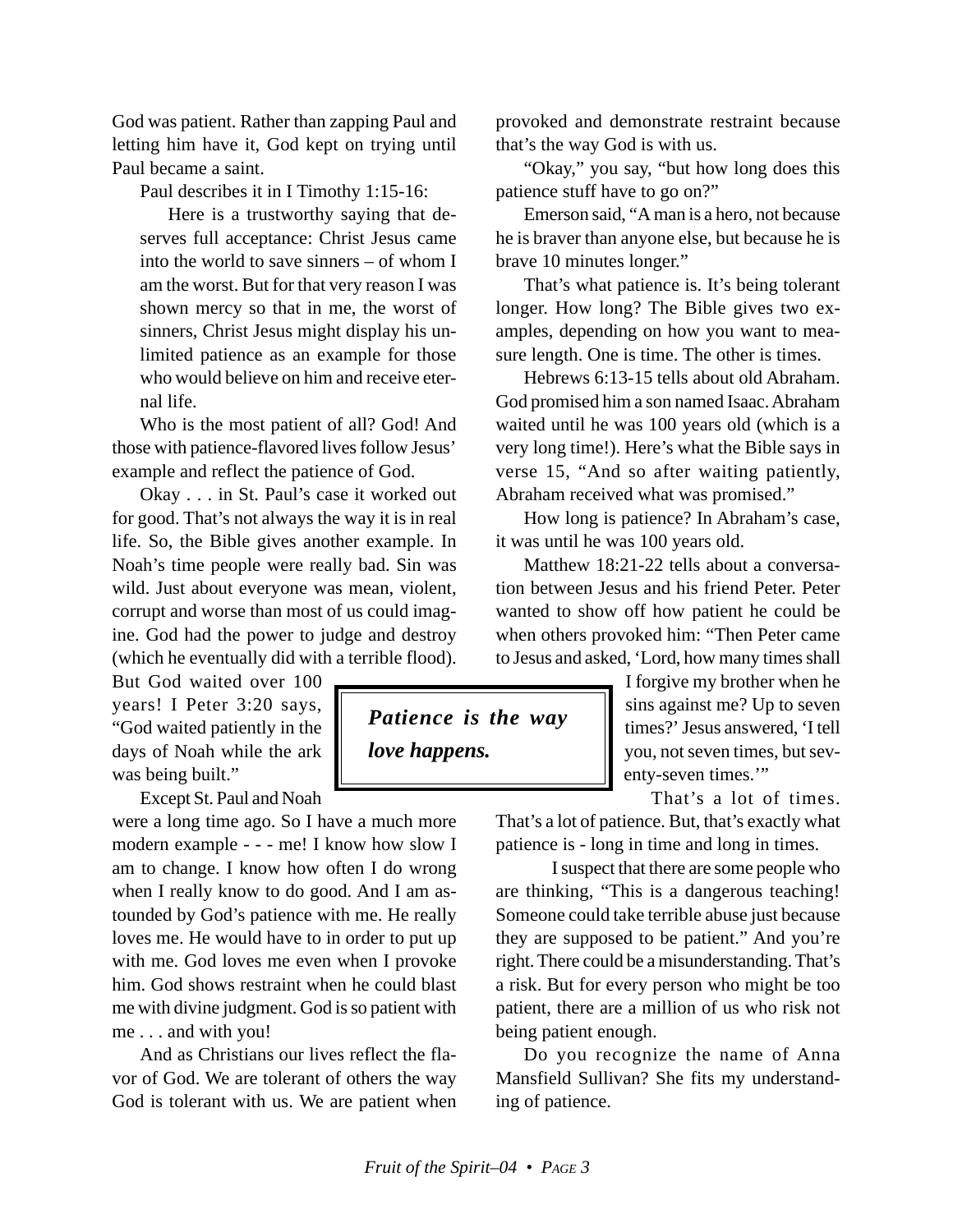God was patient. Rather than zapping Paul and letting him have it, God kept on trying until Paul became a saint.

Paul describes it in I Timothy 1:15-16:

> Here is a trustworthy saying that deserves full acceptance: Christ Jesus came into the world to save sinners – of whom I am the worst. But for that very reason I was shown mercy so that in me, the worst of sinners, Christ Jesus might display his unlimited patience as an example for those who would believe on him and receive eternal life.

Who is the most patient of all? God! And those with patience-flavored lives follow Jesus' example and reflect the patience of God.

Okay . . . in St. Paul's case it worked out for good. That's not always the way it is in real life. So, the Bible gives another example. In Noah's time people were really bad. Sin was wild. Just about everyone was mean, violent, corrupt and worse than most of us could imagine. God had the power to judge and destroy (which he eventually did with a terrible flood). But God waited over 100 years! I Peter 3:20 says, "God waited patiently in the days of Noah while the ark was being built."

Except St. Paul and Noah were a long time ago. So I have a much more modern example - - - me! I know how slow I am to change. I know how often I do wrong when I really know to do good. And I am astounded by God's patience with me. He really loves me. He would have to in order to put up with me. God loves me even when I provoke him. God shows restraint when he could blast me with divine judgment. God is so patient with me . . . and with you!

And as Christians our lives reflect the flavor of God. We are tolerant of others the way God is tolerant with us. We are patient when provoked and demonstrate restraint because that's the way God is with us.

"Okay," you say, "but how long does this patience stuff have to go on?"

Emerson said, "A man is a hero, not because he is braver than anyone else, but because he is brave 10 minutes longer."

That's what patience is. It's being tolerant longer. How long? The Bible gives two examples, depending on how you want to measure length. One is time. The other is times.

Hebrews 6:13-15 tells about old Abraham. God promised him a son named Isaac. Abraham waited until he was 100 years old (which is a very long time!). Here's what the Bible says in verse 15, "And so after waiting patiently, Abraham received what was promised."

How long is patience? In Abraham's case, it was until he was 100 years old.

Matthew 18:21-22 tells about a conversation between Jesus and his friend Peter. Peter wanted to show off how patient he could be when others provoked him: "Then Peter came to Jesus and asked, 'Lord, how many times shall I forgive my brother when he sins against me? Up to seven times?' Jesus answered, 'I tell you, not seven times, but seventy-seven times.'"

> ***Patience is the way love happens.***

That's a lot of times. That's a lot of patience. But, that's exactly what patience is - long in time and long in times.

I suspect that there are some people who are thinking, "This is a dangerous teaching! Someone could take terrible abuse just because they are supposed to be patient." And you're right. There could be a misunderstanding. That's a risk. But for every person who might be too patient, there are a million of us who risk not being patient enough.

Do you recognize the name of Anna Mansfield Sullivan? She fits my understanding of patience.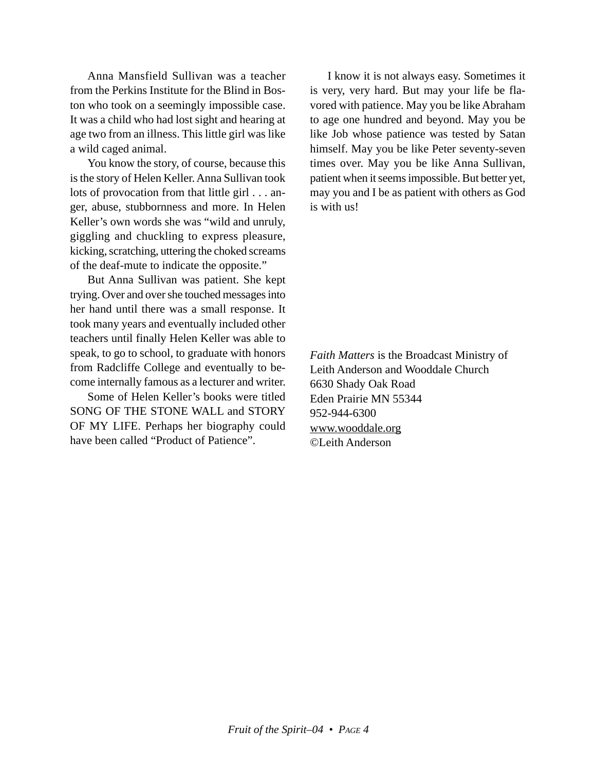Anna Mansfield Sullivan was a teacher from the Perkins Institute for the Blind in Boston who took on a seemingly impossible case. It was a child who had lost sight and hearing at age two from an illness. This little girl was like a wild caged animal.

You know the story, of course, because this is the story of Helen Keller. Anna Sullivan took lots of provocation from that little girl . . . anger, abuse, stubbornness and more. In Helen Keller's own words she was "wild and unruly, giggling and chuckling to express pleasure, kicking, scratching, uttering the choked screams of the deaf-mute to indicate the opposite."

But Anna Sullivan was patient. She kept trying. Over and over she touched messages into her hand until there was a small response. It took many years and eventually included other teachers until finally Helen Keller was able to speak, to go to school, to graduate with honors from Radcliffe College and eventually to become internally famous as a lecturer and writer.

Some of Helen Keller's books were titled SONG OF THE STONE WALL and STORY OF MY LIFE. Perhaps her biography could have been called "Product of Patience".

I know it is not always easy. Sometimes it is very, very hard. But may your life be flavored with patience. May you be like Abraham to age one hundred and beyond. May you be like Job whose patience was tested by Satan himself. May you be like Peter seventy-seven times over. May you be like Anna Sullivan, patient when it seems impossible. But better yet, may you and I be as patient with others as God is with us!

*Faith Matters* is the Broadcast Ministry of
Leith Anderson and Wooddale Church
6630 Shady Oak Road
Eden Prairie MN 55344
952-944-6300
www.wooddale.org
©Leith Anderson